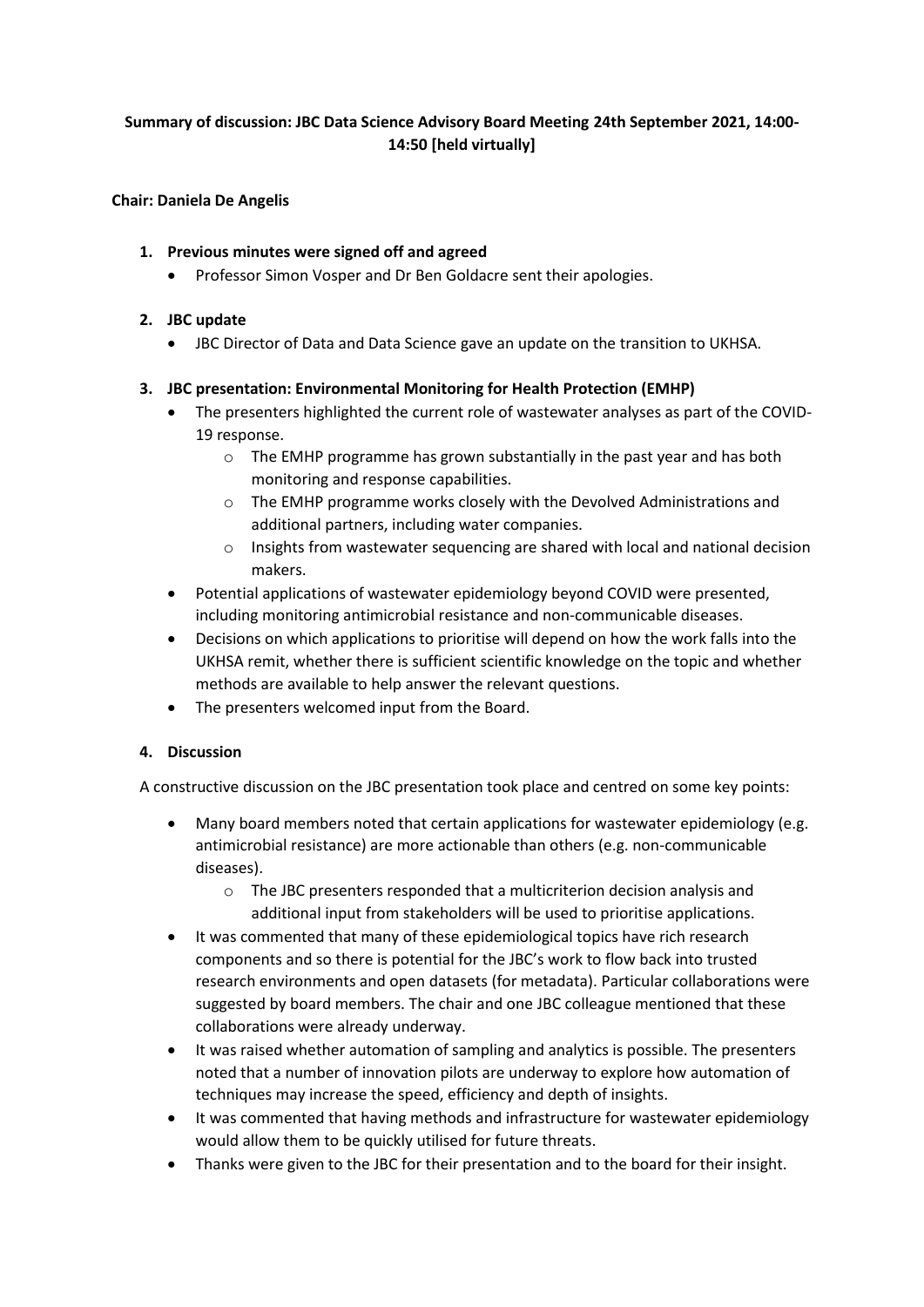**Summary of discussion: JBC Data Science Advisory Board Meeting 24th September 2021, 14:00-14:50 [held virtually]**

**Chair: Daniela De Angelis**

1. **Previous minutes were signed off and agreed**
   - Professor Simon Vosper and Dr Ben Goldacre sent their apologies.

2. **JBC update**
   - JBC Director of Data and Data Science gave an update on the transition to UKHSA.

3. **JBC presentation: Environmental Monitoring for Health Protection (EMHP)**
   - The presenters highlighted the current role of wastewater analyses as part of the COVID-19 response.
     - The EMHP programme has grown substantially in the past year and has both monitoring and response capabilities.
     - The EMHP programme works closely with the Devolved Administrations and additional partners, including water companies.
     - Insights from wastewater sequencing are shared with local and national decision makers.
   - Potential applications of wastewater epidemiology beyond COVID were presented, including monitoring antimicrobial resistance and non-communicable diseases.
   - Decisions on which applications to prioritise will depend on how the work falls into the UKHSA remit, whether there is sufficient scientific knowledge on the topic and whether methods are available to help answer the relevant questions.
   - The presenters welcomed input from the Board.

4. **Discussion**

A constructive discussion on the JBC presentation took place and centred on some key points:

- Many board members noted that certain applications for wastewater epidemiology (e.g. antimicrobial resistance) are more actionable than others (e.g. non-communicable diseases).
  - The JBC presenters responded that a multicriterion decision analysis and additional input from stakeholders will be used to prioritise applications.
- It was commented that many of these epidemiological topics have rich research components and so there is potential for the JBC's work to flow back into trusted research environments and open datasets (for metadata). Particular collaborations were suggested by board members. The chair and one JBC colleague mentioned that these collaborations were already underway.
- It was raised whether automation of sampling and analytics is possible. The presenters noted that a number of innovation pilots are underway to explore how automation of techniques may increase the speed, efficiency and depth of insights.
- It was commented that having methods and infrastructure for wastewater epidemiology would allow them to be quickly utilised for future threats.
- Thanks were given to the JBC for their presentation and to the board for their insight.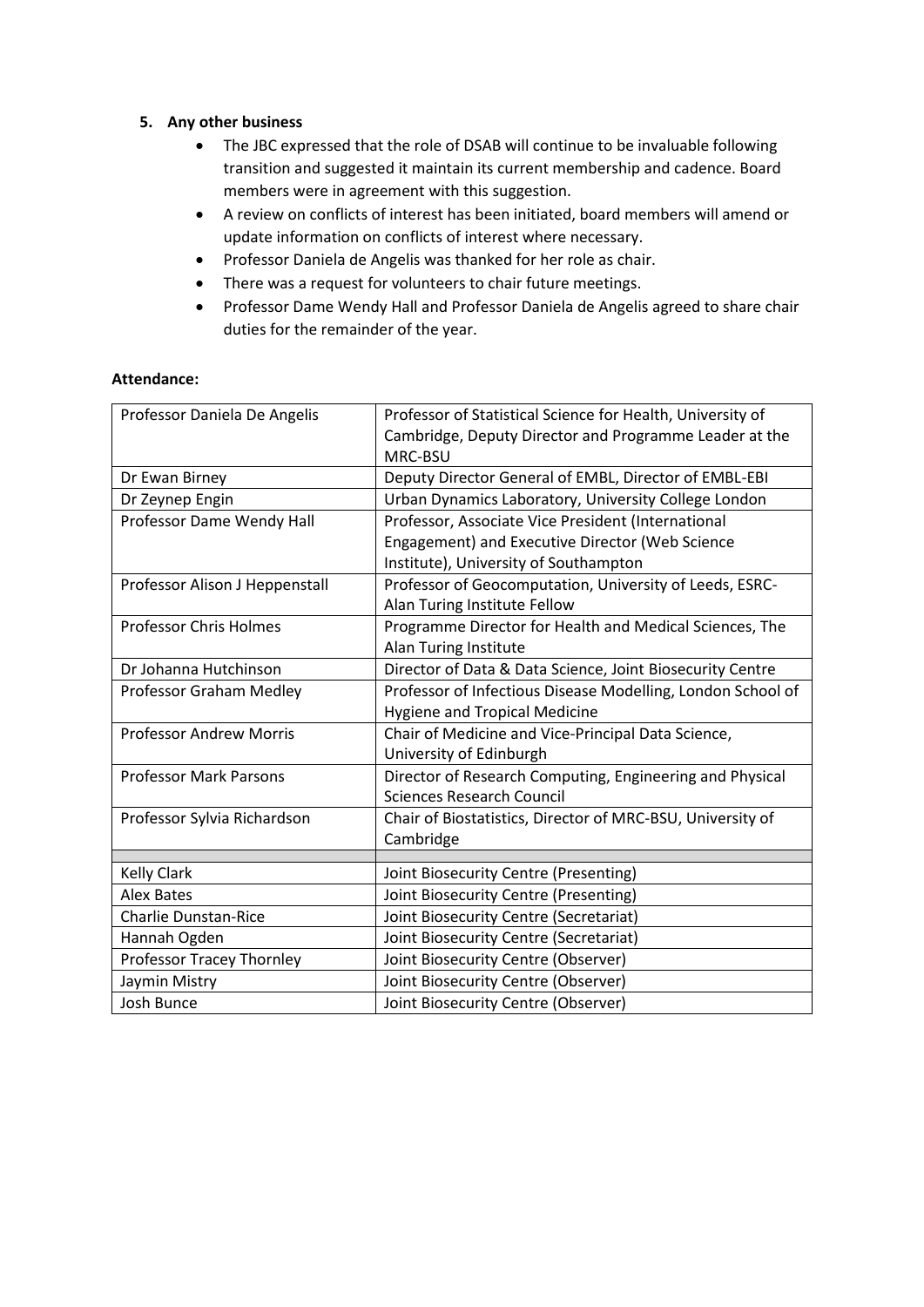5. **Any other business**
    - The JBC expressed that the role of DSAB will continue to be invaluable following transition and suggested it maintain its current membership and cadence. Board members were in agreement with this suggestion.
    - A review on conflicts of interest has been initiated, board members will amend or update information on conflicts of interest where necessary.
    - Professor Daniela de Angelis was thanked for her role as chair.
    - There was a request for volunteers to chair future meetings.
    - Professor Dame Wendy Hall and Professor Daniela de Angelis agreed to share chair duties for the remainder of the year.

**Attendance:**

| | |
|---|---|
| Professor Daniela De Angelis | Professor of Statistical Science for Health, University of Cambridge, Deputy Director and Programme Leader at the MRC-BSU |
| Dr Ewan Birney | Deputy Director General of EMBL, Director of EMBL-EBI |
| Dr Zeynep Engin | Urban Dynamics Laboratory, University College London |
| Professor Dame Wendy Hall | Professor, Associate Vice President (International Engagement) and Executive Director (Web Science Institute), University of Southampton |
| Professor Alison J Heppenstall | Professor of Geocomputation, University of Leeds, ESRC-Alan Turing Institute Fellow |
| Professor Chris Holmes | Programme Director for Health and Medical Sciences, The Alan Turing Institute |
| Dr Johanna Hutchinson | Director of Data & Data Science, Joint Biosecurity Centre |
| Professor Graham Medley | Professor of Infectious Disease Modelling, London School of Hygiene and Tropical Medicine |
| Professor Andrew Morris | Chair of Medicine and Vice-Principal Data Science, University of Edinburgh |
| Professor Mark Parsons | Director of Research Computing, Engineering and Physical Sciences Research Council |
| Professor Sylvia Richardson | Chair of Biostatistics, Director of MRC-BSU, University of Cambridge |
| | |
| Kelly Clark | Joint Biosecurity Centre (Presenting) |
| Alex Bates | Joint Biosecurity Centre (Presenting) |
| Charlie Dunstan-Rice | Joint Biosecurity Centre (Secretariat) |
| Hannah Ogden | Joint Biosecurity Centre (Secretariat) |
| Professor Tracey Thornley | Joint Biosecurity Centre (Observer) |
| Jaymin Mistry | Joint Biosecurity Centre (Observer) |
| Josh Bunce | Joint Biosecurity Centre (Observer) |